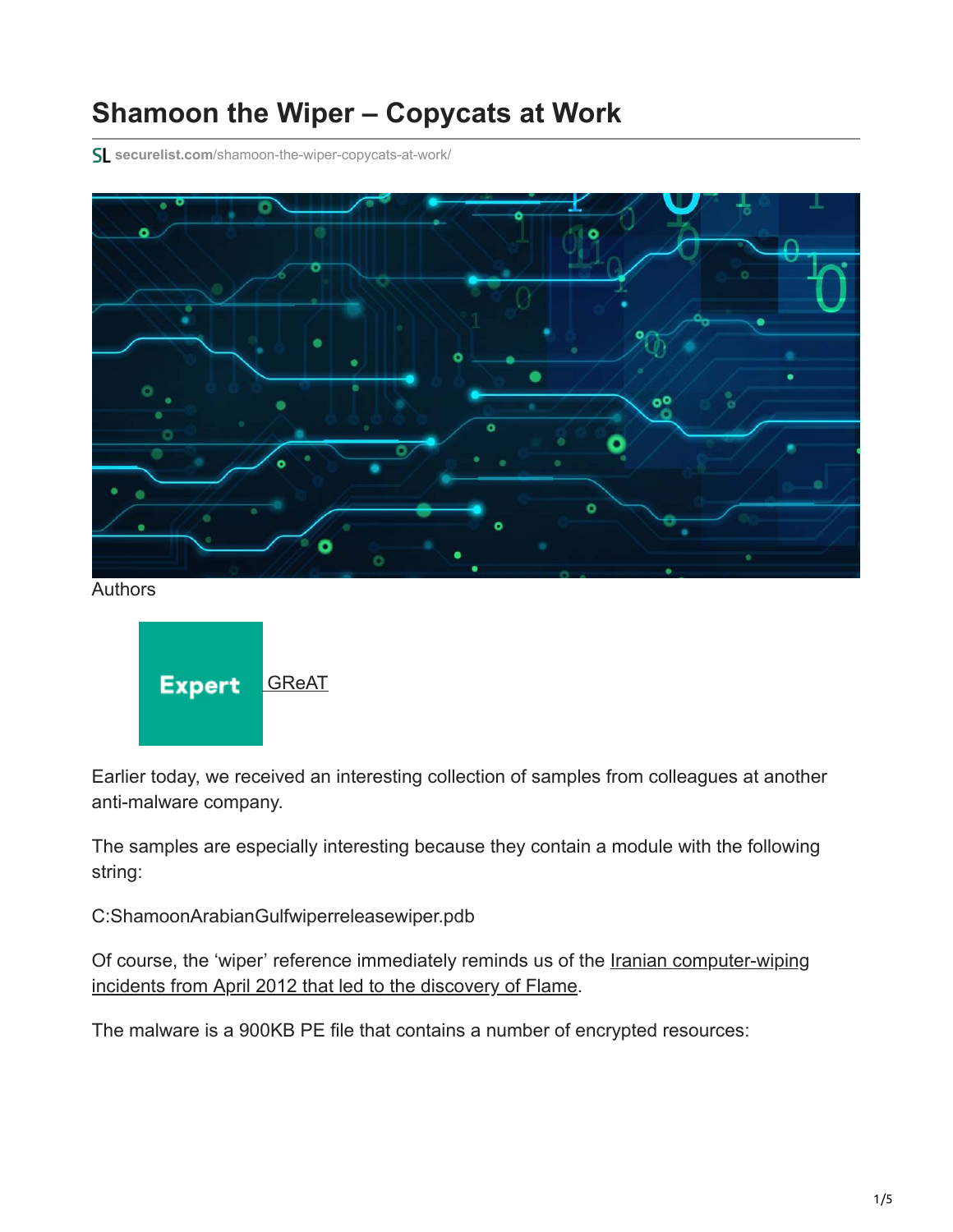# Shamoon the Wiper – Copycats at Work

securelist.com/shamoon-the-wiper-copycats-at-work/

Authors

Expert GReAT

Earlier today, we received an interesting collection of samples from colleagues at another anti-malware company.

The samples are especially interesting because they contain a module with the following string:

C:ShamoonArabianGulfwiperreleasewiper.pdb

Of course, the 'wiper' reference immediately reminds us of the Iranian computer-wiping incidents from April 2012 that led to the discovery of Flame.

The malware is a 900KB PE file that contains a number of encrypted resources: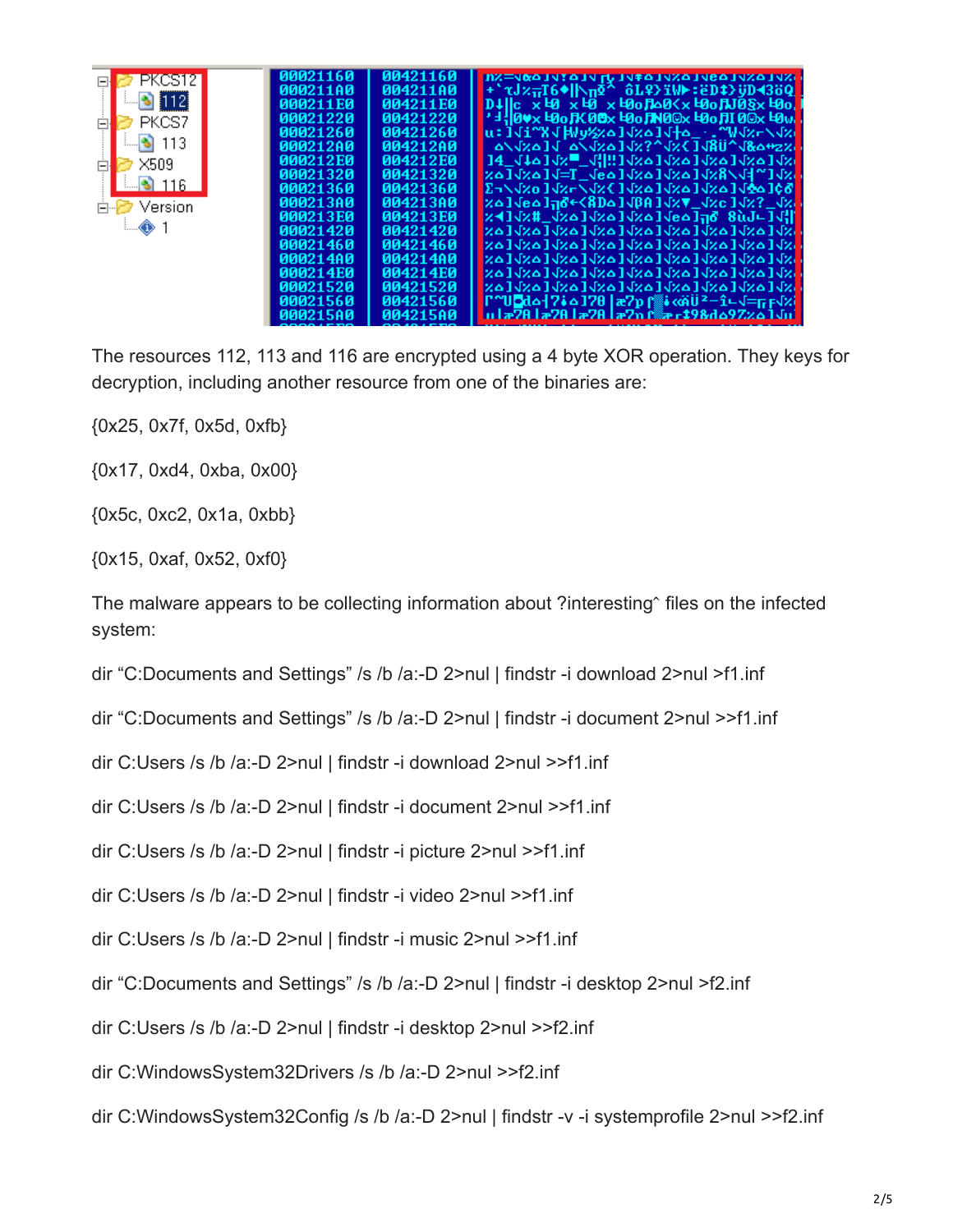The resources 112, 113 and 116 are encrypted using a 4 byte XOR operation. They keys for decryption, including another resource from one of the binaries are:

{0x25, 0x7f, 0x5d, 0xfb}

{0x17, 0xd4, 0xba, 0x00}

{0x5c, 0xc2, 0x1a, 0xbb}

{0x15, 0xaf, 0x52, 0xf0}

The malware appears to be collecting information about ?interesting^ files on the infected system:

dir "C:Documents and Settings" /s /b /a:-D 2>nul | findstr -i download 2>nul >f1.inf

dir "C:Documents and Settings" /s /b /a:-D 2>nul | findstr -i document 2>nul >>f1.inf

dir C:Users /s /b /a:-D 2>nul | findstr -i download 2>nul >>f1.inf

dir C:Users /s /b /a:-D 2>nul | findstr -i document 2>nul >>f1.inf

dir C:Users /s /b /a:-D 2>nul | findstr -i picture 2>nul >>f1.inf

dir C:Users /s /b /a:-D 2>nul | findstr -i video 2>nul >>f1.inf

dir C:Users /s /b /a:-D 2>nul | findstr -i music 2>nul >>f1.inf

dir "C:Documents and Settings" /s /b /a:-D 2>nul | findstr -i desktop 2>nul >f2.inf

dir C:Users /s /b /a:-D 2>nul | findstr -i desktop 2>nul >>f2.inf

dir C:WindowsSystem32Drivers /s /b /a:-D 2>nul >>f2.inf

dir C:WindowsSystem32Config /s /b /a:-D 2>nul | findstr -v -i systemprofile 2>nul >>f2.inf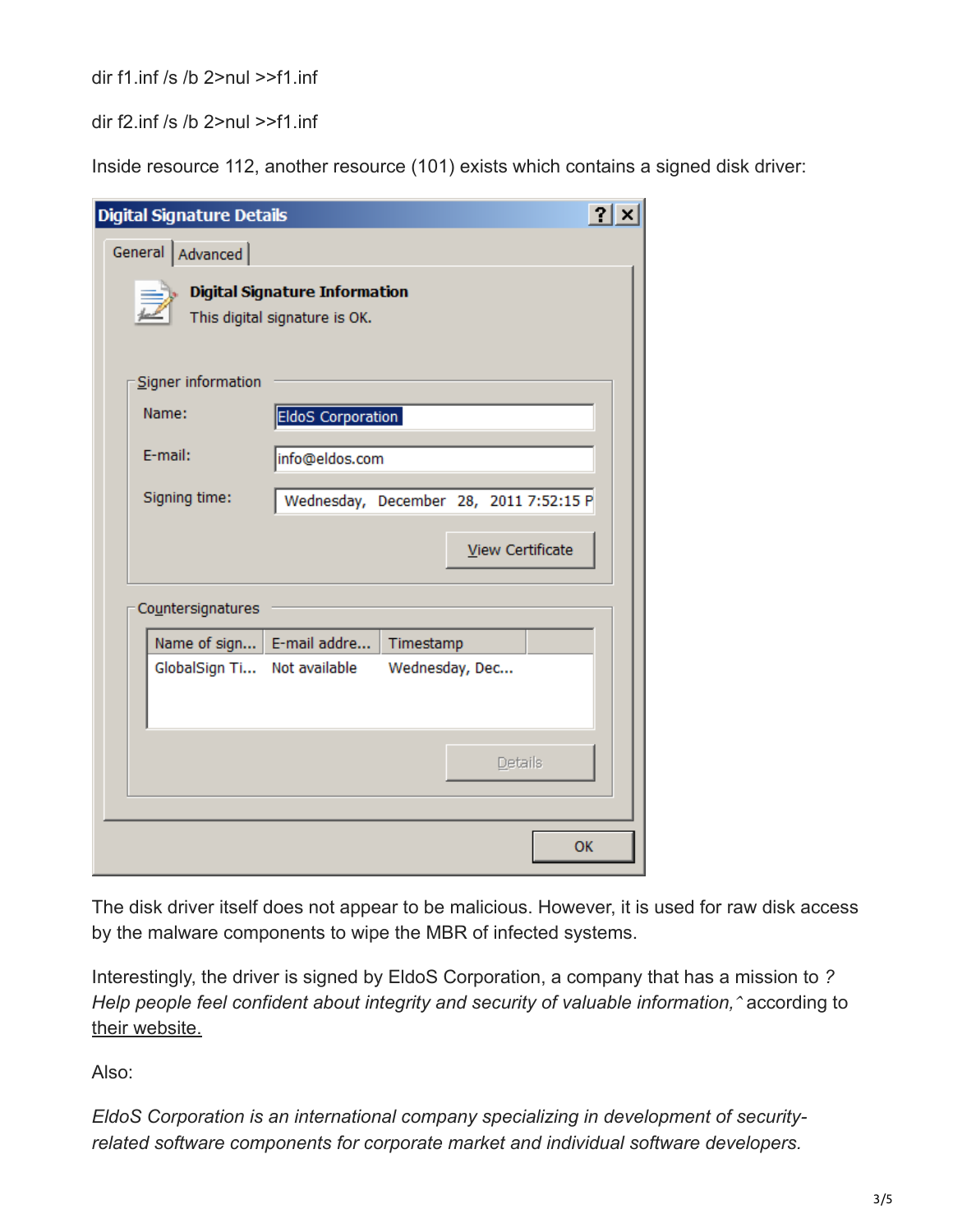```
dir f1.inf /s /b 2>nul >>f1.inf

dir f2.inf /s /b 2>nul >>f1.inf
```

Inside resource 112, another resource (101) exists which contains a signed disk driver:

The disk driver itself does not appear to be malicious. However, it is used for raw disk access by the malware components to wipe the MBR of infected systems.

Interestingly, the driver is signed by EldoS Corporation, a company that has a mission to *? Help people feel confident about integrity and security of valuable information,ˆ* according to their website.

Also:

*EldoS Corporation is an international company specializing in development of security-related software components for corporate market and individual software developers.*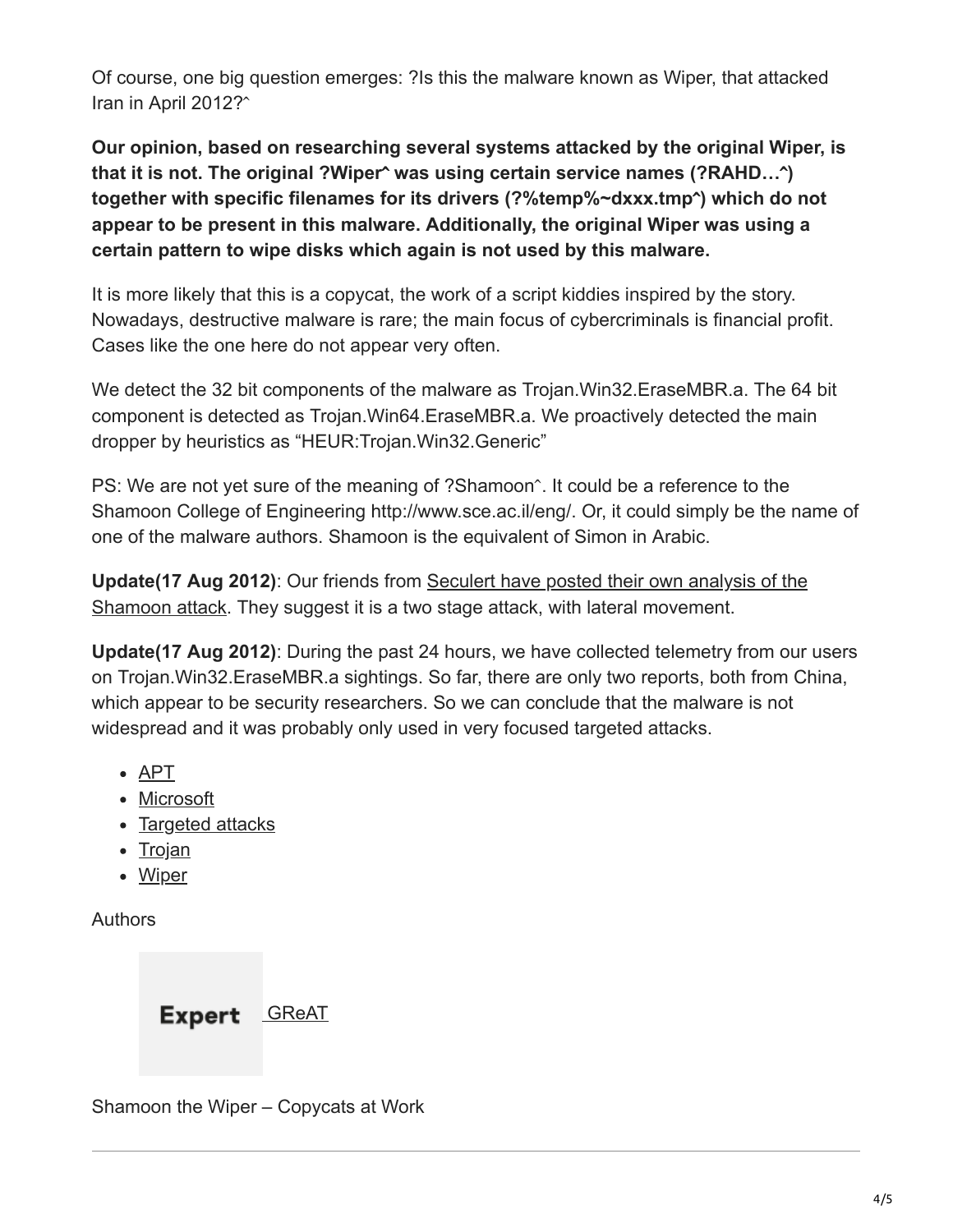Of course, one big question emerges: ?Is this the malware known as Wiper, that attacked Iran in April 2012?ˆ

**Our opinion, based on researching several systems attacked by the original Wiper, is that it is not. The original ?Wiperˆ was using certain service names (?RAHD…ˆ) together with specific filenames for its drivers (?%temp%~dxxx.tmpˆ) which do not appear to be present in this malware. Additionally, the original Wiper was using a certain pattern to wipe disks which again is not used by this malware.**

It is more likely that this is a copycat, the work of a script kiddies inspired by the story. Nowadays, destructive malware is rare; the main focus of cybercriminals is financial profit. Cases like the one here do not appear very often.

We detect the 32 bit components of the malware as Trojan.Win32.EraseMBR.a. The 64 bit component is detected as Trojan.Win64.EraseMBR.a. We proactively detected the main dropper by heuristics as "HEUR:Trojan.Win32.Generic"

PS: We are not yet sure of the meaning of ?Shamoonˆ. It could be a reference to the Shamoon College of Engineering http://www.sce.ac.il/eng/. Or, it could simply be the name of one of the malware authors. Shamoon is the equivalent of Simon in Arabic.

**Update(17 Aug 2012)**: Our friends from Seculert have posted their own analysis of the Shamoon attack. They suggest it is a two stage attack, with lateral movement.

**Update(17 Aug 2012)**: During the past 24 hours, we have collected telemetry from our users on Trojan.Win32.EraseMBR.a sightings. So far, there are only two reports, both from China, which appear to be security researchers. So we can conclude that the malware is not widespread and it was probably only used in very focused targeted attacks.

- APT
- Microsoft
- Targeted attacks
- Trojan
- Wiper

Authors

Expert GReAT

Shamoon the Wiper – Copycats at Work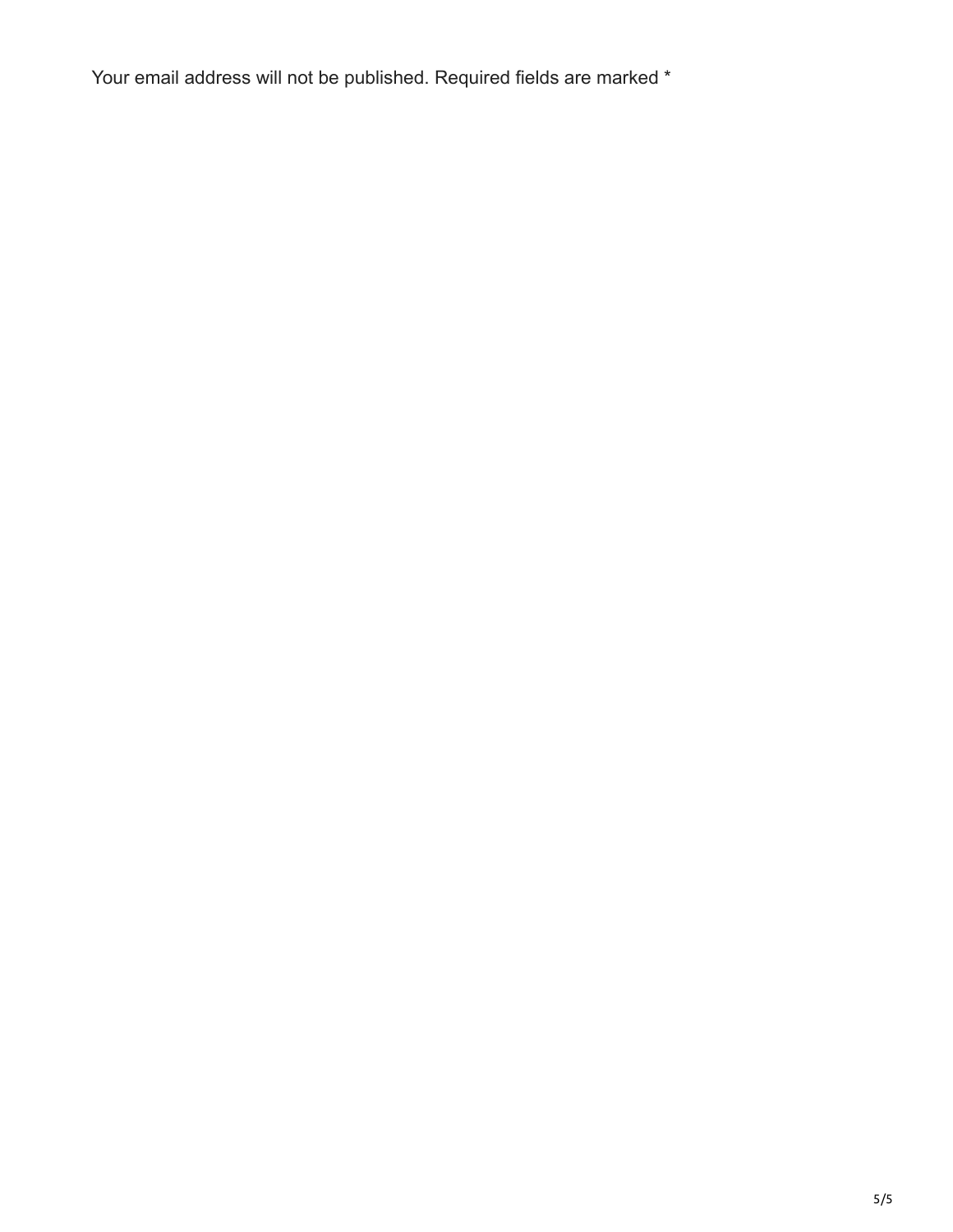Your email address will not be published. Required fields are marked *